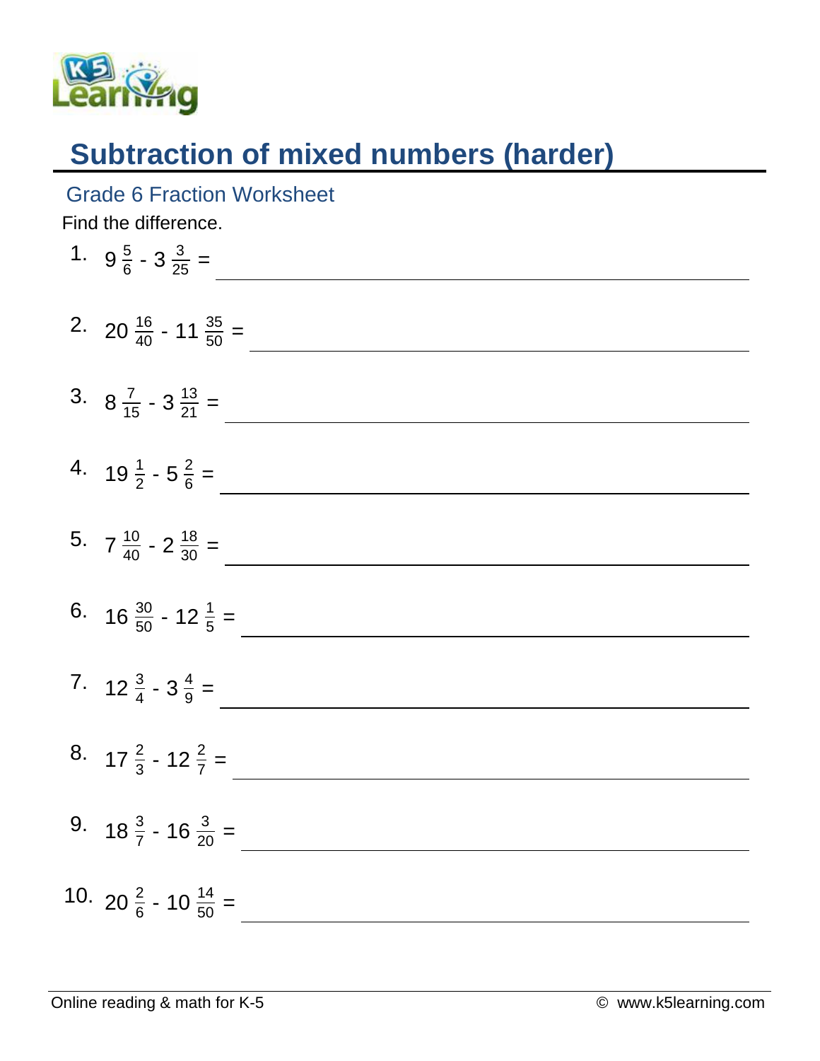# Subtraction of mixed numbers (harder)

## Grade 6 Fraction Worksheet

Find the difference.

1. $9\frac{5}{6} - 3\frac{3}{25} =$ \_\_\_\_\_\_\_\_\_\_\_\_\_\_\_\_

2. $20\frac{16}{40} - 11\frac{35}{50} =$ \_\_\_\_\_\_\_\_\_\_\_\_\_\_\_\_

3. $8\frac{7}{15} - 3\frac{13}{21} =$ \_\_\_\_\_\_\_\_\_\_\_\_\_\_\_\_

4. $19\frac{1}{2} - 5\frac{2}{6} =$ \_\_\_\_\_\_\_\_\_\_\_\_\_\_\_\_

5. $7\frac{10}{40} - 2\frac{18}{30} =$ \_\_\_\_\_\_\_\_\_\_\_\_\_\_\_\_

6. $16\frac{30}{50} - 12\frac{1}{5} =$ \_\_\_\_\_\_\_\_\_\_\_\_\_\_\_\_

7. $12\frac{3}{4} - 3\frac{4}{9} =$ \_\_\_\_\_\_\_\_\_\_\_\_\_\_\_\_

8. $17\frac{2}{3} - 12\frac{2}{7} =$ \_\_\_\_\_\_\_\_\_\_\_\_\_\_\_\_

9. $18\frac{3}{7} - 16\frac{3}{20} =$ \_\_\_\_\_\_\_\_\_\_\_\_\_\_\_\_

10. $20\frac{2}{6} - 10\frac{14}{50} =$ \_\_\_\_\_\_\_\_\_\_\_\_\_\_\_\_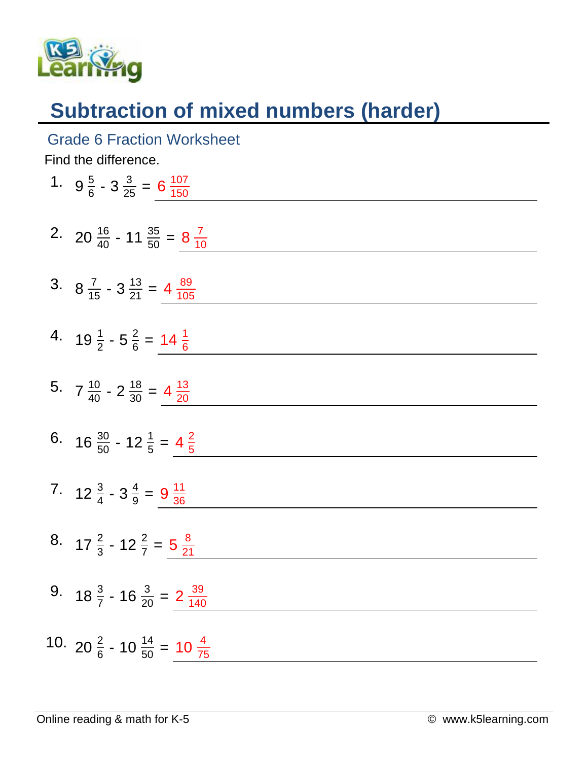# Subtraction of mixed numbers (harder)

## Grade 6 Fraction Worksheet

Find the difference.

1. $9\frac{5}{6} - 3\frac{3}{25} = 6\frac{107}{150}$

2. $20\frac{16}{40} - 11\frac{35}{50} = 8\frac{7}{10}$

3. $8\frac{7}{15} - 3\frac{13}{21} = 4\frac{89}{105}$

4. $19\frac{1}{2} - 5\frac{2}{6} = 14\frac{1}{6}$

5. $7\frac{10}{40} - 2\frac{18}{30} = 4\frac{13}{20}$

6. $16\frac{30}{50} - 12\frac{1}{5} = 4\frac{2}{5}$

7. $12\frac{3}{4} - 3\frac{4}{9} = 9\frac{11}{36}$

8. $17\frac{2}{3} - 12\frac{2}{7} = 5\frac{8}{21}$

9. $18\frac{3}{7} - 16\frac{3}{20} = 2\frac{39}{140}$

10. $20\frac{2}{6} - 10\frac{14}{50} = 10\frac{4}{75}$